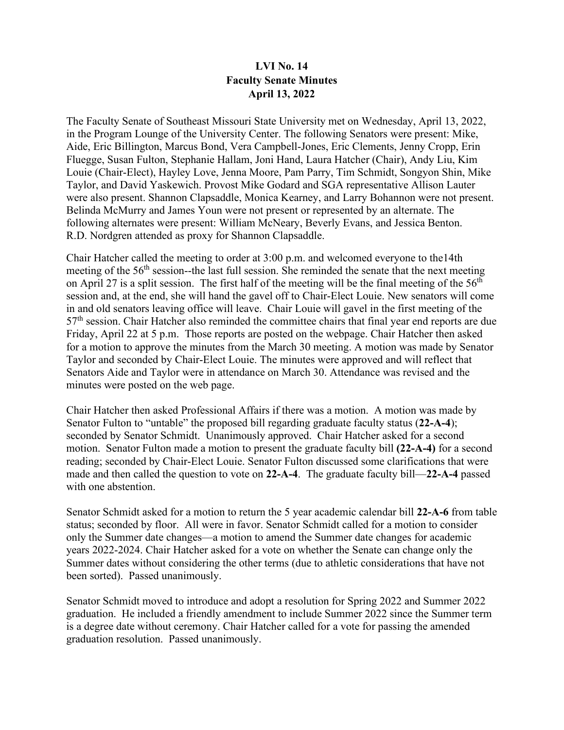**LVI No. 14**
**Faculty Senate Minutes**
**April 13, 2022**

The Faculty Senate of Southeast Missouri State University met on Wednesday, April 13, 2022, in the Program Lounge of the University Center. The following Senators were present: Mike, Aide, Eric Billington, Marcus Bond, Vera Campbell-Jones, Eric Clements, Jenny Cropp, Erin Fluegge, Susan Fulton, Stephanie Hallam, Joni Hand, Laura Hatcher (Chair), Andy Liu, Kim Louie (Chair-Elect), Hayley Love, Jenna Moore, Pam Parry, Tim Schmidt, Songyon Shin, Mike Taylor, and David Yaskewich. Provost Mike Godard and SGA representative Allison Lauter were also present. Shannon Clapsaddle, Monica Kearney, and Larry Bohannon were not present. Belinda McMurry and James Youn were not present or represented by an alternate. The following alternates were present: William McNeary, Beverly Evans, and Jessica Benton. R.D. Nordgren attended as proxy for Shannon Clapsaddle.

Chair Hatcher called the meeting to order at 3:00 p.m. and welcomed everyone to the14th meeting of the 56th session--the last full session. She reminded the senate that the next meeting on April 27 is a split session. The first half of the meeting will be the final meeting of the 56th session and, at the end, she will hand the gavel off to Chair-Elect Louie. New senators will come in and old senators leaving office will leave. Chair Louie will gavel in the first meeting of the 57th session. Chair Hatcher also reminded the committee chairs that final year end reports are due Friday, April 22 at 5 p.m. Those reports are posted on the webpage. Chair Hatcher then asked for a motion to approve the minutes from the March 30 meeting. A motion was made by Senator Taylor and seconded by Chair-Elect Louie. The minutes were approved and will reflect that Senators Aide and Taylor were in attendance on March 30. Attendance was revised and the minutes were posted on the web page.

Chair Hatcher then asked Professional Affairs if there was a motion. A motion was made by Senator Fulton to "untable" the proposed bill regarding graduate faculty status (**22-A-4**); seconded by Senator Schmidt. Unanimously approved. Chair Hatcher asked for a second motion. Senator Fulton made a motion to present the graduate faculty bill **(22-A-4)** for a second reading; seconded by Chair-Elect Louie. Senator Fulton discussed some clarifications that were made and then called the question to vote on **22-A-4**. The graduate faculty bill—**22-A-4** passed with one abstention.

Senator Schmidt asked for a motion to return the 5 year academic calendar bill **22-A-6** from table status; seconded by floor. All were in favor. Senator Schmidt called for a motion to consider only the Summer date changes—a motion to amend the Summer date changes for academic years 2022-2024. Chair Hatcher asked for a vote on whether the Senate can change only the Summer dates without considering the other terms (due to athletic considerations that have not been sorted). Passed unanimously.

Senator Schmidt moved to introduce and adopt a resolution for Spring 2022 and Summer 2022 graduation. He included a friendly amendment to include Summer 2022 since the Summer term is a degree date without ceremony. Chair Hatcher called for a vote for passing the amended graduation resolution. Passed unanimously.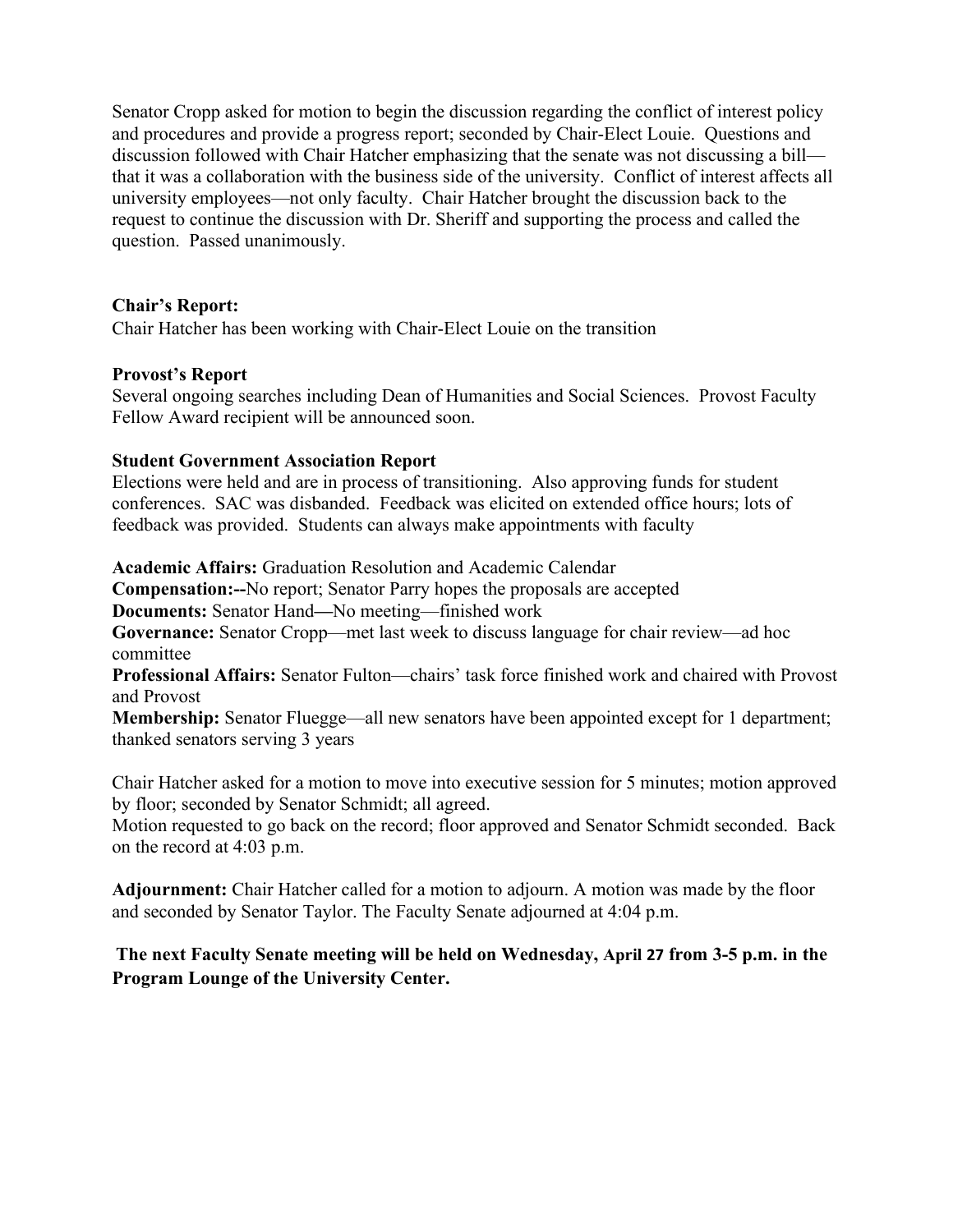Senator Cropp asked for motion to begin the discussion regarding the conflict of interest policy and procedures and provide a progress report; seconded by Chair-Elect Louie. Questions and discussion followed with Chair Hatcher emphasizing that the senate was not discussing a bill—that it was a collaboration with the business side of the university. Conflict of interest affects all university employees—not only faculty. Chair Hatcher brought the discussion back to the request to continue the discussion with Dr. Sheriff and supporting the process and called the question. Passed unanimously.

**Chair's Report:**
Chair Hatcher has been working with Chair-Elect Louie on the transition

**Provost's Report**
Several ongoing searches including Dean of Humanities and Social Sciences. Provost Faculty Fellow Award recipient will be announced soon.

**Student Government Association Report**
Elections were held and are in process of transitioning. Also approving funds for student conferences. SAC was disbanded. Feedback was elicited on extended office hours; lots of feedback was provided. Students can always make appointments with faculty

**Academic Affairs:** Graduation Resolution and Academic Calendar
**Compensation:--**No report; Senator Parry hopes the proposals are accepted
**Documents:** Senator Hand**—**No meeting—finished work
**Governance:** Senator Cropp—met last week to discuss language for chair review—ad hoc committee
**Professional Affairs:** Senator Fulton—chairs' task force finished work and chaired with Provost and Provost
**Membership:** Senator Fluegge—all new senators have been appointed except for 1 department; thanked senators serving 3 years

Chair Hatcher asked for a motion to move into executive session for 5 minutes; motion approved by floor; seconded by Senator Schmidt; all agreed.
Motion requested to go back on the record; floor approved and Senator Schmidt seconded. Back on the record at 4:03 p.m.

**Adjournment:** Chair Hatcher called for a motion to adjourn. A motion was made by the floor and seconded by Senator Taylor. The Faculty Senate adjourned at 4:04 p.m.

**The next Faculty Senate meeting will be held on Wednesday, April 27 from 3-5 p.m. in the Program Lounge of the University Center.**